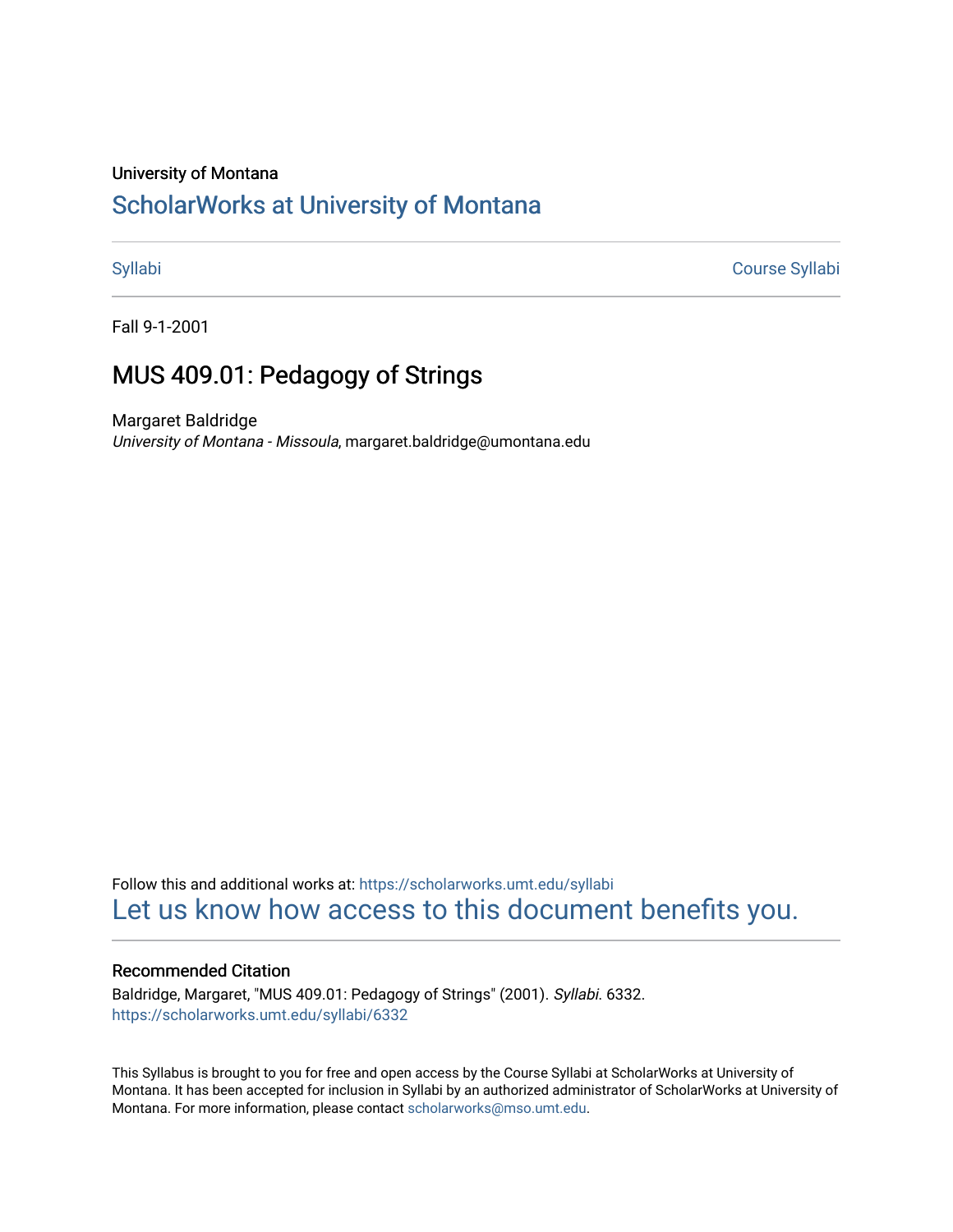University of Montana

# ScholarWorks at University of Montana

Syllabi | Course Syllabi

Fall 9-1-2001

## MUS 409.01: Pedagogy of Strings

Margaret Baldridge
*University of Montana - Missoula*, margaret.baldridge@umontana.edu

Follow this and additional works at: https://scholarworks.umt.edu/syllabi
Let us know how access to this document benefits you.

### Recommended Citation

Baldridge, Margaret, "MUS 409.01: Pedagogy of Strings" (2001). *Syllabi*. 6332.
https://scholarworks.umt.edu/syllabi/6332

This Syllabus is brought to you for free and open access by the Course Syllabi at ScholarWorks at University of Montana. It has been accepted for inclusion in Syllabi by an authorized administrator of ScholarWorks at University of Montana. For more information, please contact scholarworks@mso.umt.edu.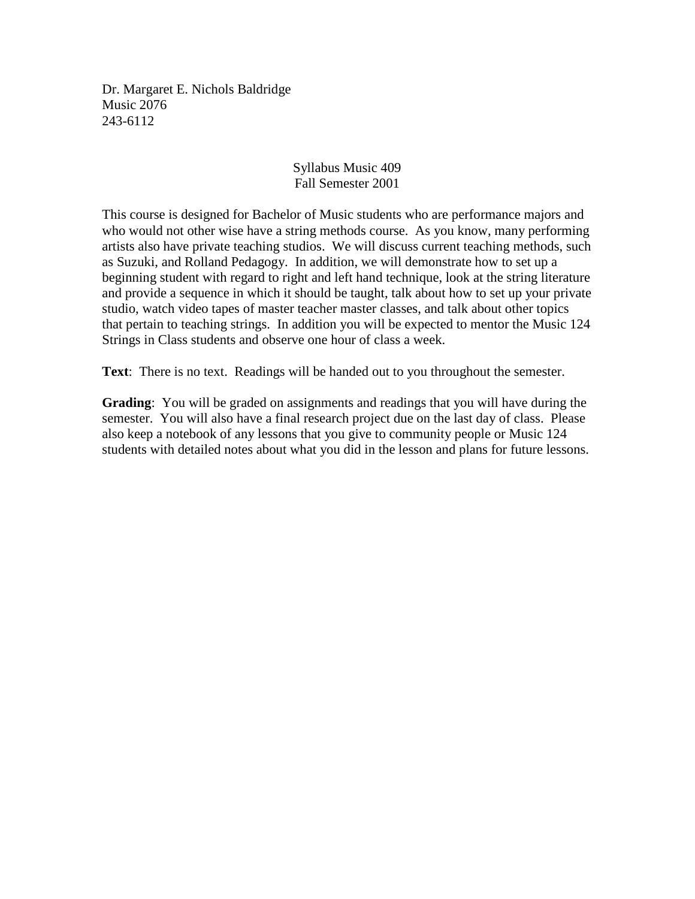Dr. Margaret E. Nichols Baldridge
Music 2076
243-6112

Syllabus Music 409
Fall Semester 2001

This course is designed for Bachelor of Music students who are performance majors and who would not other wise have a string methods course. As you know, many performing artists also have private teaching studios. We will discuss current teaching methods, such as Suzuki, and Rolland Pedagogy. In addition, we will demonstrate how to set up a beginning student with regard to right and left hand technique, look at the string literature and provide a sequence in which it should be taught, talk about how to set up your private studio, watch video tapes of master teacher master classes, and talk about other topics that pertain to teaching strings. In addition you will be expected to mentor the Music 124 Strings in Class students and observe one hour of class a week.

**Text**: There is no text. Readings will be handed out to you throughout the semester.

**Grading**: You will be graded on assignments and readings that you will have during the semester. You will also have a final research project due on the last day of class. Please also keep a notebook of any lessons that you give to community people or Music 124 students with detailed notes about what you did in the lesson and plans for future lessons.